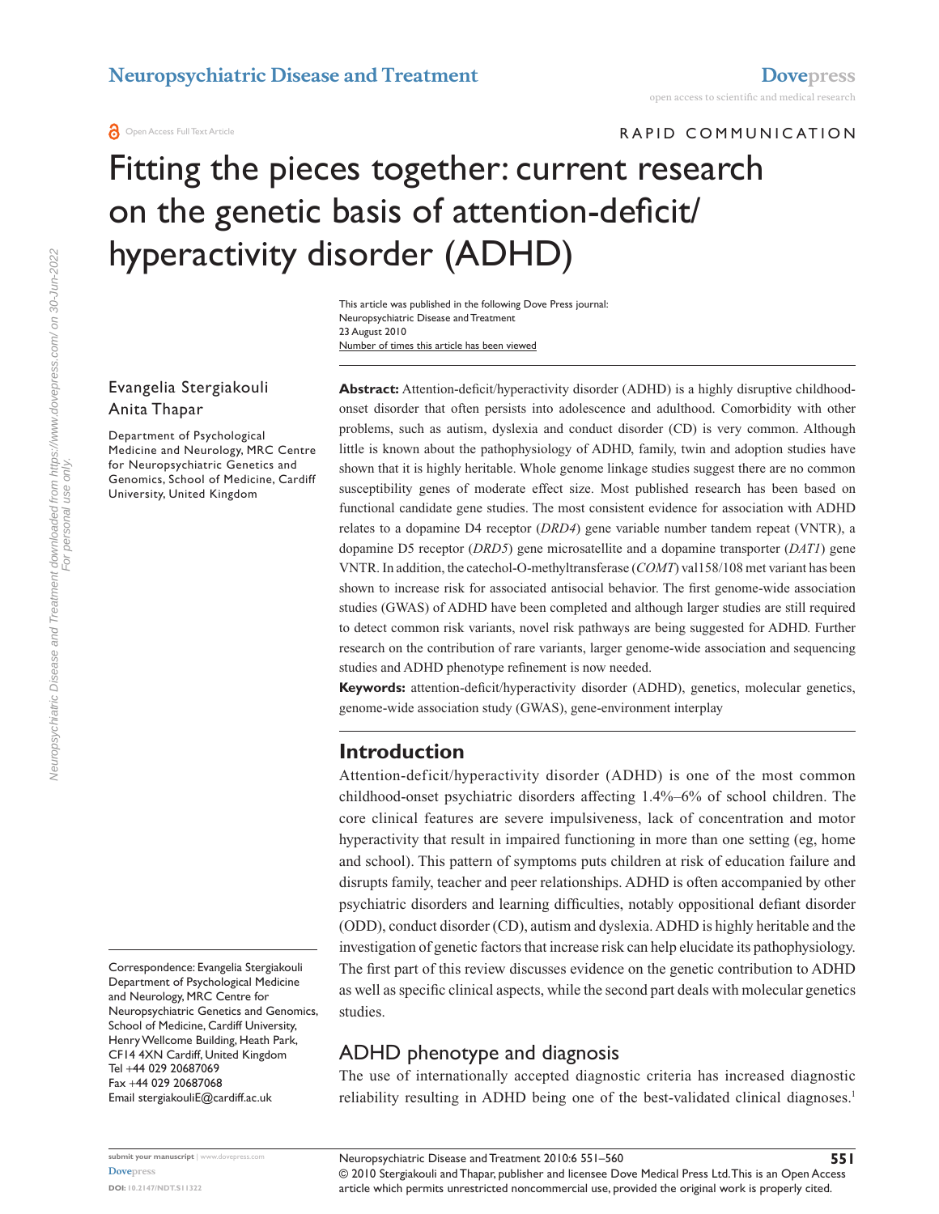Open Access Full Text Article

RAPID COMMUNICATION

# Fitting the pieces together: current research on the genetic basis of attention-deficit/hyperactivity disorder (ADHD)

This article was published in the following Dove Press journal:
Neuropsychiatric Disease and Treatment
23 August 2010
Number of times this article has been viewed

Evangelia Stergiakouli
Anita Thapar

Department of Psychological Medicine and Neurology, MRC Centre for Neuropsychiatric Genetics and Genomics, School of Medicine, Cardiff University, United Kingdom

Correspondence: Evangelia Stergiakouli
Department of Psychological Medicine and Neurology, MRC Centre for Neuropsychiatric Genetics and Genomics, School of Medicine, Cardiff University, Henry Wellcome Building, Heath Park, CF14 4XN Cardiff, United Kingdom
Tel +44 029 20687069
Fax +44 029 20687068
Email stergiakouliE@cardiff.ac.uk

**Abstract:** Attention-deficit/hyperactivity disorder (ADHD) is a highly disruptive childhood-onset disorder that often persists into adolescence and adulthood. Comorbidity with other problems, such as autism, dyslexia and conduct disorder (CD) is very common. Although little is known about the pathophysiology of ADHD, family, twin and adoption studies have shown that it is highly heritable. Whole genome linkage studies suggest there are no common susceptibility genes of moderate effect size. Most published research has been based on functional candidate gene studies. The most consistent evidence for association with ADHD relates to a dopamine D4 receptor (*DRD4*) gene variable number tandem repeat (VNTR), a dopamine D5 receptor (*DRD5*) gene microsatellite and a dopamine transporter (*DAT1*) gene VNTR. In addition, the catechol-O-methyltransferase (*COMT*) val158/108 met variant has been shown to increase risk for associated antisocial behavior. The first genome-wide association studies (GWAS) of ADHD have been completed and although larger studies are still required to detect common risk variants, novel risk pathways are being suggested for ADHD. Further research on the contribution of rare variants, larger genome-wide association and sequencing studies and ADHD phenotype refinement is now needed.

**Keywords:** attention-deficit/hyperactivity disorder (ADHD), genetics, molecular genetics, genome-wide association study (GWAS), gene-environment interplay

## Introduction

Attention-deficit/hyperactivity disorder (ADHD) is one of the most common childhood-onset psychiatric disorders affecting 1.4%–6% of school children. The core clinical features are severe impulsiveness, lack of concentration and motor hyperactivity that result in impaired functioning in more than one setting (eg, home and school). This pattern of symptoms puts children at risk of education failure and disrupts family, teacher and peer relationships. ADHD is often accompanied by other psychiatric disorders and learning difficulties, notably oppositional defiant disorder (ODD), conduct disorder (CD), autism and dyslexia. ADHD is highly heritable and the investigation of genetic factors that increase risk can help elucidate its pathophysiology. The first part of this review discusses evidence on the genetic contribution to ADHD as well as specific clinical aspects, while the second part deals with molecular genetics studies.

### ADHD phenotype and diagnosis

The use of internationally accepted diagnostic criteria has increased diagnostic reliability resulting in ADHD being one of the best-validated clinical diagnoses.[1]

© 2010 Stergiakouli and Thapar, publisher and licensee Dove Medical Press Ltd. This is an Open Access article which permits unrestricted noncommercial use, provided the original work is properly cited.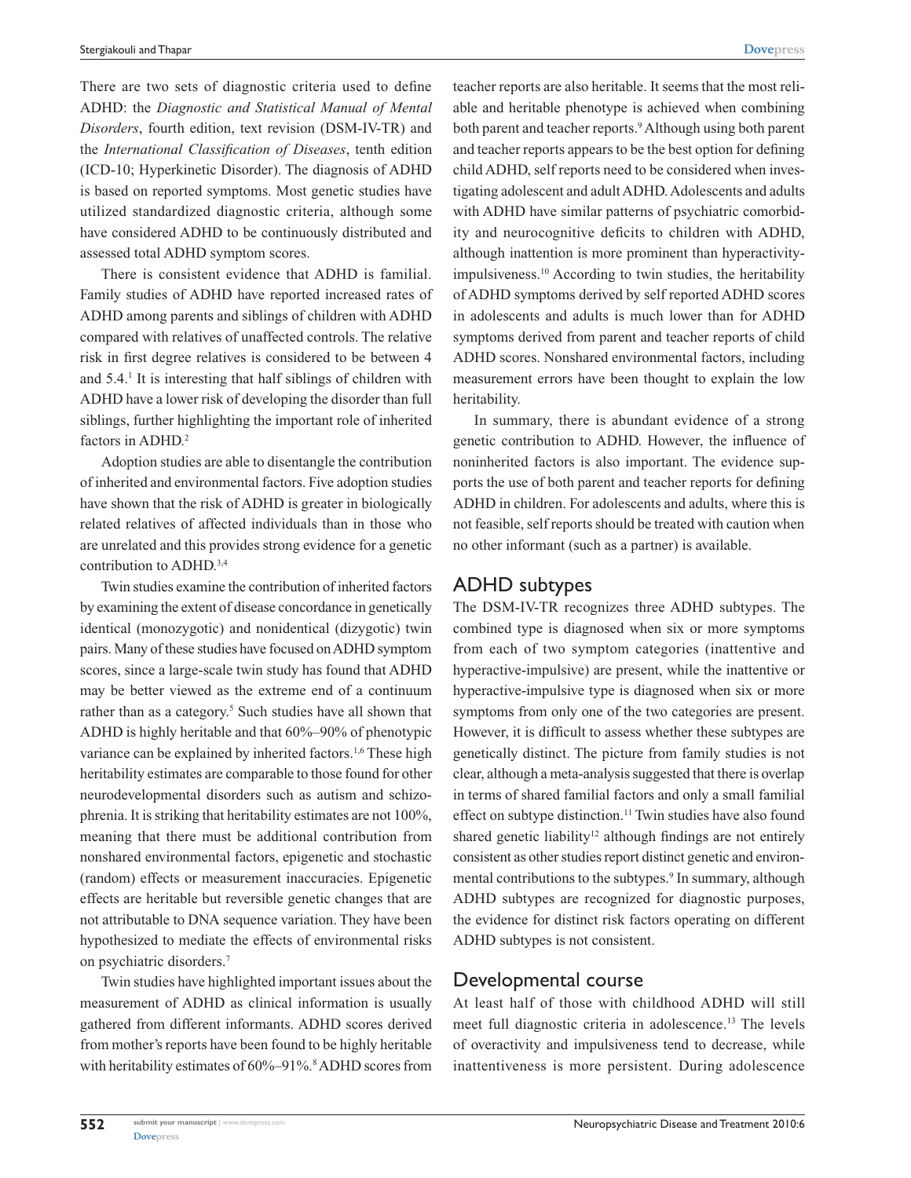There are two sets of diagnostic criteria used to define ADHD: the *Diagnostic and Statistical Manual of Mental Disorders*, fourth edition, text revision (DSM-IV-TR) and the *International Classification of Diseases*, tenth edition (ICD-10; Hyperkinetic Disorder). The diagnosis of ADHD is based on reported symptoms. Most genetic studies have utilized standardized diagnostic criteria, although some have considered ADHD to be continuously distributed and assessed total ADHD symptom scores.

There is consistent evidence that ADHD is familial. Family studies of ADHD have reported increased rates of ADHD among parents and siblings of children with ADHD compared with relatives of unaffected controls. The relative risk in first degree relatives is considered to be between 4 and 5.4.[1] It is interesting that half siblings of children with ADHD have a lower risk of developing the disorder than full siblings, further highlighting the important role of inherited factors in ADHD.[2]

Adoption studies are able to disentangle the contribution of inherited and environmental factors. Five adoption studies have shown that the risk of ADHD is greater in biologically related relatives of affected individuals than in those who are unrelated and this provides strong evidence for a genetic contribution to ADHD.[3,4]

Twin studies examine the contribution of inherited factors by examining the extent of disease concordance in genetically identical (monozygotic) and nonidentical (dizygotic) twin pairs. Many of these studies have focused on ADHD symptom scores, since a large-scale twin study has found that ADHD may be better viewed as the extreme end of a continuum rather than as a category.[5] Such studies have all shown that ADHD is highly heritable and that 60%–90% of phenotypic variance can be explained by inherited factors.[1,6] These high heritability estimates are comparable to those found for other neurodevelopmental disorders such as autism and schizophrenia. It is striking that heritability estimates are not 100%, meaning that there must be additional contribution from nonshared environmental factors, epigenetic and stochastic (random) effects or measurement inaccuracies. Epigenetic effects are heritable but reversible genetic changes that are not attributable to DNA sequence variation. They have been hypothesized to mediate the effects of environmental risks on psychiatric disorders.[7]

Twin studies have highlighted important issues about the measurement of ADHD as clinical information is usually gathered from different informants. ADHD scores derived from mother's reports have been found to be highly heritable with heritability estimates of 60%–91%.[8] ADHD scores from teacher reports are also heritable. It seems that the most reliable and heritable phenotype is achieved when combining both parent and teacher reports.[9] Although using both parent and teacher reports appears to be the best option for defining child ADHD, self reports need to be considered when investigating adolescent and adult ADHD. Adolescents and adults with ADHD have similar patterns of psychiatric comorbidity and neurocognitive deficits to children with ADHD, although inattention is more prominent than hyperactivity-impulsiveness.[10] According to twin studies, the heritability of ADHD symptoms derived by self reported ADHD scores in adolescents and adults is much lower than for ADHD symptoms derived from parent and teacher reports of child ADHD scores. Nonshared environmental factors, including measurement errors have been thought to explain the low heritability.

In summary, there is abundant evidence of a strong genetic contribution to ADHD. However, the influence of noninherited factors is also important. The evidence supports the use of both parent and teacher reports for defining ADHD in children. For adolescents and adults, where this is not feasible, self reports should be treated with caution when no other informant (such as a partner) is available.

## ADHD subtypes

The DSM-IV-TR recognizes three ADHD subtypes. The combined type is diagnosed when six or more symptoms from each of two symptom categories (inattentive and hyperactive-impulsive) are present, while the inattentive or hyperactive-impulsive type is diagnosed when six or more symptoms from only one of the two categories are present. However, it is difficult to assess whether these subtypes are genetically distinct. The picture from family studies is not clear, although a meta-analysis suggested that there is overlap in terms of shared familial factors and only a small familial effect on subtype distinction.[11] Twin studies have also found shared genetic liability[12] although findings are not entirely consistent as other studies report distinct genetic and environmental contributions to the subtypes.[9] In summary, although ADHD subtypes are recognized for diagnostic purposes, the evidence for distinct risk factors operating on different ADHD subtypes is not consistent.

## Developmental course

At least half of those with childhood ADHD will still meet full diagnostic criteria in adolescence.[13] The levels of overactivity and impulsiveness tend to decrease, while inattentiveness is more persistent. During adolescence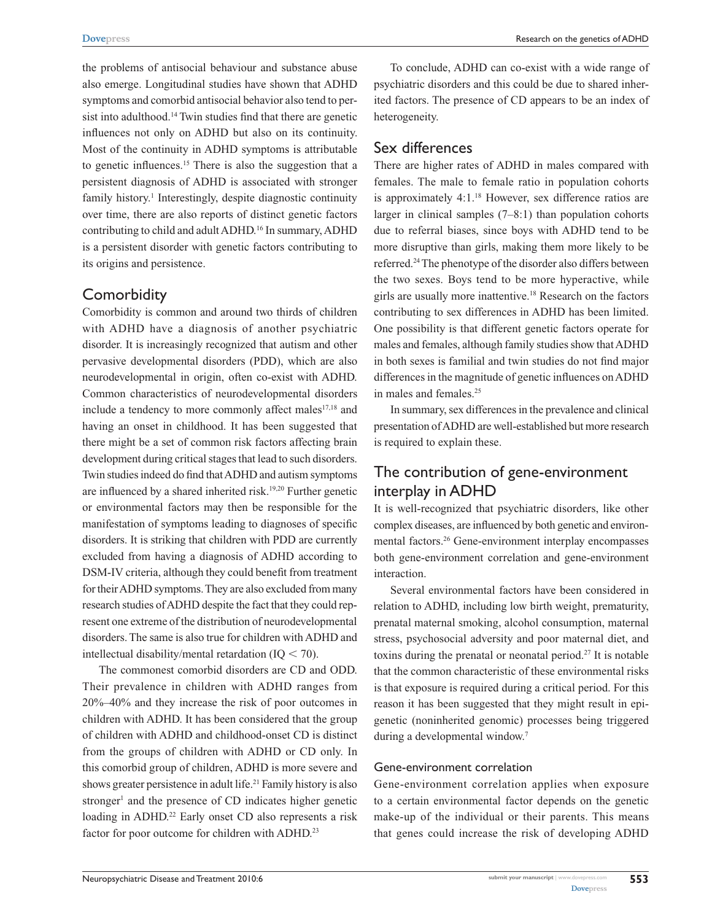the problems of antisocial behaviour and substance abuse also emerge. Longitudinal studies have shown that ADHD symptoms and comorbid antisocial behavior also tend to persist into adulthood.[14] Twin studies find that there are genetic influences not only on ADHD but also on its continuity. Most of the continuity in ADHD symptoms is attributable to genetic influences.[15] There is also the suggestion that a persistent diagnosis of ADHD is associated with stronger family history.[1] Interestingly, despite diagnostic continuity over time, there are also reports of distinct genetic factors contributing to child and adult ADHD.[16] In summary, ADHD is a persistent disorder with genetic factors contributing to its origins and persistence.

## Comorbidity

Comorbidity is common and around two thirds of children with ADHD have a diagnosis of another psychiatric disorder. It is increasingly recognized that autism and other pervasive developmental disorders (PDD), which are also neurodevelopmental in origin, often co-exist with ADHD. Common characteristics of neurodevelopmental disorders include a tendency to more commonly affect males[17,18] and having an onset in childhood. It has been suggested that there might be a set of common risk factors affecting brain development during critical stages that lead to such disorders. Twin studies indeed do find that ADHD and autism symptoms are influenced by a shared inherited risk.[19,20] Further genetic or environmental factors may then be responsible for the manifestation of symptoms leading to diagnoses of specific disorders. It is striking that children with PDD are currently excluded from having a diagnosis of ADHD according to DSM-IV criteria, although they could benefit from treatment for their ADHD symptoms. They are also excluded from many research studies of ADHD despite the fact that they could represent one extreme of the distribution of neurodevelopmental disorders. The same is also true for children with ADHD and intellectual disability/mental retardation (IQ < 70).

The commonest comorbid disorders are CD and ODD. Their prevalence in children with ADHD ranges from 20%–40% and they increase the risk of poor outcomes in children with ADHD. It has been considered that the group of children with ADHD and childhood-onset CD is distinct from the groups of children with ADHD or CD only. In this comorbid group of children, ADHD is more severe and shows greater persistence in adult life.[21] Family history is also stronger[1] and the presence of CD indicates higher genetic loading in ADHD.[22] Early onset CD also represents a risk factor for poor outcome for children with ADHD.[23]

To conclude, ADHD can co-exist with a wide range of psychiatric disorders and this could be due to shared inherited factors. The presence of CD appears to be an index of heterogeneity.

## Sex differences

There are higher rates of ADHD in males compared with females. The male to female ratio in population cohorts is approximately 4:1.[18] However, sex difference ratios are larger in clinical samples (7–8:1) than population cohorts due to referral biases, since boys with ADHD tend to be more disruptive than girls, making them more likely to be referred.[24] The phenotype of the disorder also differs between the two sexes. Boys tend to be more hyperactive, while girls are usually more inattentive.[18] Research on the factors contributing to sex differences in ADHD has been limited. One possibility is that different genetic factors operate for males and females, although family studies show that ADHD in both sexes is familial and twin studies do not find major differences in the magnitude of genetic influences on ADHD in males and females.[25]

In summary, sex differences in the prevalence and clinical presentation of ADHD are well-established but more research is required to explain these.

## The contribution of gene-environment interplay in ADHD

It is well-recognized that psychiatric disorders, like other complex diseases, are influenced by both genetic and environmental factors.[26] Gene-environment interplay encompasses both gene-environment correlation and gene-environment interaction.

Several environmental factors have been considered in relation to ADHD, including low birth weight, prematurity, prenatal maternal smoking, alcohol consumption, maternal stress, psychosocial adversity and poor maternal diet, and toxins during the prenatal or neonatal period.[27] It is notable that the common characteristic of these environmental risks is that exposure is required during a critical period. For this reason it has been suggested that they might result in epigenetic (noninherited genomic) processes being triggered during a developmental window.[7]

### Gene-environment correlation

Gene-environment correlation applies when exposure to a certain environmental factor depends on the genetic make-up of the individual or their parents. This means that genes could increase the risk of developing ADHD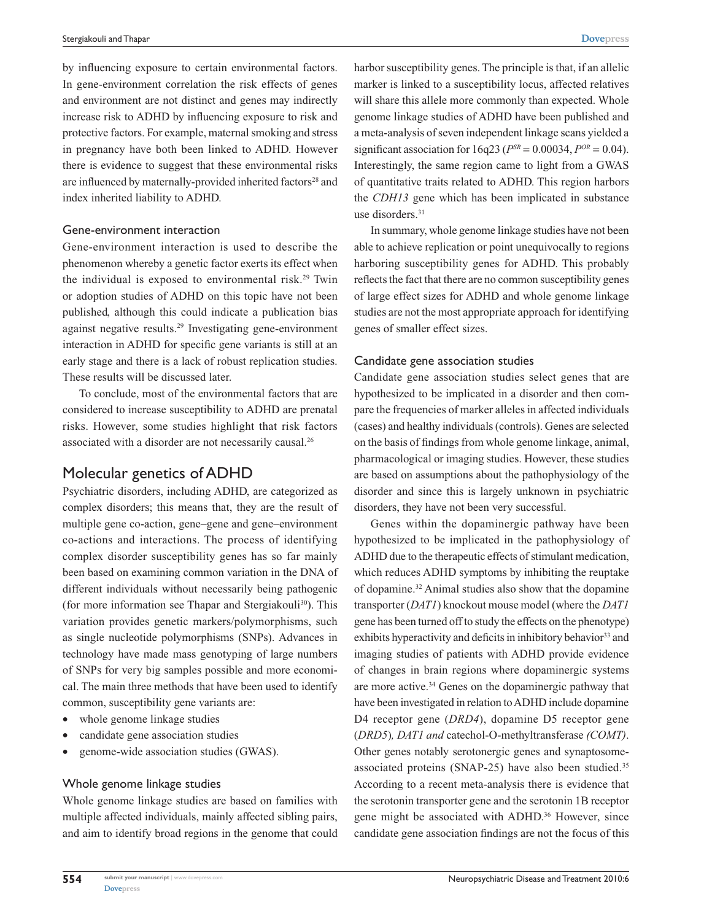by influencing exposure to certain environmental factors. In gene-environment correlation the risk effects of genes and environment are not distinct and genes may indirectly increase risk to ADHD by influencing exposure to risk and protective factors. For example, maternal smoking and stress in pregnancy have both been linked to ADHD. However there is evidence to suggest that these environmental risks are influenced by maternally-provided inherited factors[28] and index inherited liability to ADHD.

### Gene-environment interaction

Gene-environment interaction is used to describe the phenomenon whereby a genetic factor exerts its effect when the individual is exposed to environmental risk.[29] Twin or adoption studies of ADHD on this topic have not been published, although this could indicate a publication bias against negative results.[29] Investigating gene-environment interaction in ADHD for specific gene variants is still at an early stage and there is a lack of robust replication studies. These results will be discussed later.

To conclude, most of the environmental factors that are considered to increase susceptibility to ADHD are prenatal risks. However, some studies highlight that risk factors associated with a disorder are not necessarily causal.[26]

## Molecular genetics of ADHD

Psychiatric disorders, including ADHD, are categorized as complex disorders; this means that, they are the result of multiple gene co-action, gene–gene and gene–environment co-actions and interactions. The process of identifying complex disorder susceptibility genes has so far mainly been based on examining common variation in the DNA of different individuals without necessarily being pathogenic (for more information see Thapar and Stergiakouli[30]). This variation provides genetic markers/polymorphisms, such as single nucleotide polymorphisms (SNPs). Advances in technology have made mass genotyping of large numbers of SNPs for very big samples possible and more economical. The main three methods that have been used to identify common, susceptibility gene variants are:

- whole genome linkage studies
- candidate gene association studies
- genome-wide association studies (GWAS).

### Whole genome linkage studies

Whole genome linkage studies are based on families with multiple affected individuals, mainly affected sibling pairs, and aim to identify broad regions in the genome that could harbor susceptibility genes. The principle is that, if an allelic marker is linked to a susceptibility locus, affected relatives will share this allele more commonly than expected. Whole genome linkage studies of ADHD have been published and a meta-analysis of seven independent linkage scans yielded a significant association for 16q23 ($P^{SR} = 0.00034$, $P^{OR} = 0.04$). Interestingly, the same region came to light from a GWAS of quantitative traits related to ADHD. This region harbors the *CDH13* gene which has been implicated in substance use disorders.[31]

In summary, whole genome linkage studies have not been able to achieve replication or point unequivocally to regions harboring susceptibility genes for ADHD. This probably reflects the fact that there are no common susceptibility genes of large effect sizes for ADHD and whole genome linkage studies are not the most appropriate approach for identifying genes of smaller effect sizes.

### Candidate gene association studies

Candidate gene association studies select genes that are hypothesized to be implicated in a disorder and then compare the frequencies of marker alleles in affected individuals (cases) and healthy individuals (controls). Genes are selected on the basis of findings from whole genome linkage, animal, pharmacological or imaging studies. However, these studies are based on assumptions about the pathophysiology of the disorder and since this is largely unknown in psychiatric disorders, they have not been very successful.

Genes within the dopaminergic pathway have been hypothesized to be implicated in the pathophysiology of ADHD due to the therapeutic effects of stimulant medication, which reduces ADHD symptoms by inhibiting the reuptake of dopamine.[32] Animal studies also show that the dopamine transporter (*DAT1*) knockout mouse model (where the *DAT1* gene has been turned off to study the effects on the phenotype) exhibits hyperactivity and deficits in inhibitory behavior[33] and imaging studies of patients with ADHD provide evidence of changes in brain regions where dopaminergic systems are more active.[34] Genes on the dopaminergic pathway that have been investigated in relation to ADHD include dopamine D4 receptor gene (*DRD4*), dopamine D5 receptor gene (*DRD5*), *DAT1 and* catechol-O-methyltransferase *(COMT)*. Other genes notably serotonergic genes and synaptosome-associated proteins (SNAP-25) have also been studied.[35] According to a recent meta-analysis there is evidence that the serotonin transporter gene and the serotonin 1B receptor gene might be associated with ADHD.[36] However, since candidate gene association findings are not the focus of this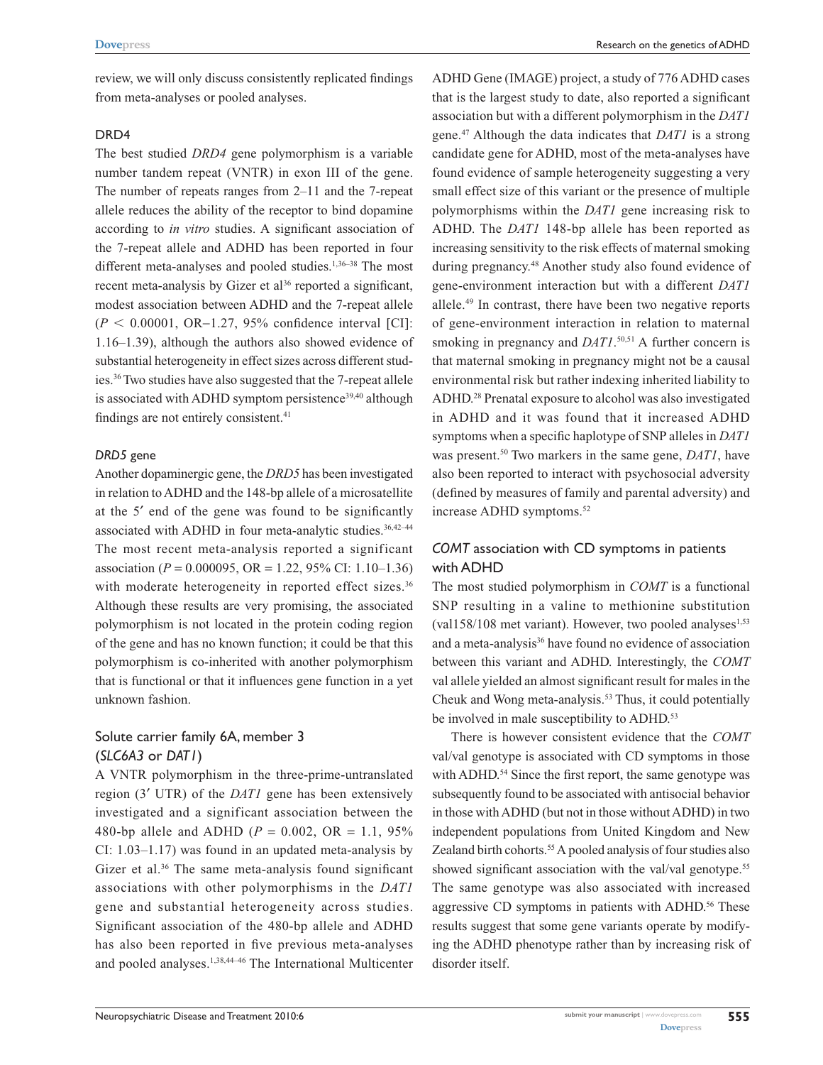review, we will only discuss consistently replicated findings from meta-analyses or pooled analyses.

### DRD4

The best studied *DRD4* gene polymorphism is a variable number tandem repeat (VNTR) in exon III of the gene. The number of repeats ranges from 2–11 and the 7-repeat allele reduces the ability of the receptor to bind dopamine according to *in vitro* studies. A significant association of the 7-repeat allele and ADHD has been reported in four different meta-analyses and pooled studies.[1,36–38] The most recent meta-analysis by Gizer et al[36] reported a significant, modest association between ADHD and the 7-repeat allele ($P < 0.00001$, OR–1.27, 95% confidence interval [CI]: 1.16–1.39), although the authors also showed evidence of substantial heterogeneity in effect sizes across different studies.[36] Two studies have also suggested that the 7-repeat allele is associated with ADHD symptom persistence[39,40] although findings are not entirely consistent.[41]

### *DRD5* gene

Another dopaminergic gene, the *DRD5* has been investigated in relation to ADHD and the 148-bp allele of a microsatellite at the 5′ end of the gene was found to be significantly associated with ADHD in four meta-analytic studies.[36,42–44] The most recent meta-analysis reported a significant association ($P = 0.000095$, OR = 1.22, 95% CI: 1.10–1.36) with moderate heterogeneity in reported effect sizes.[36] Although these results are very promising, the associated polymorphism is not located in the protein coding region of the gene and has no known function; it could be that this polymorphism is co-inherited with another polymorphism that is functional or that it influences gene function in a yet unknown fashion.

### Solute carrier family 6A, member 3 (*SLC6A3* or *DAT1*)

A VNTR polymorphism in the three-prime-untranslated region (3′ UTR) of the *DAT1* gene has been extensively investigated and a significant association between the 480-bp allele and ADHD ($P = 0.002$, OR = 1.1, 95% CI: 1.03–1.17) was found in an updated meta-analysis by Gizer et al.[36] The same meta-analysis found significant associations with other polymorphisms in the *DAT1* gene and substantial heterogeneity across studies. Significant association of the 480-bp allele and ADHD has also been reported in five previous meta-analyses and pooled analyses.[1,38,44–46] The International Multicenter ADHD Gene (IMAGE) project, a study of 776 ADHD cases that is the largest study to date, also reported a significant association but with a different polymorphism in the *DAT1* gene.[47] Although the data indicates that *DAT1* is a strong candidate gene for ADHD, most of the meta-analyses have found evidence of sample heterogeneity suggesting a very small effect size of this variant or the presence of multiple polymorphisms within the *DAT1* gene increasing risk to ADHD. The *DAT1* 148-bp allele has been reported as increasing sensitivity to the risk effects of maternal smoking during pregnancy.[48] Another study also found evidence of gene-environment interaction but with a different *DAT1* allele.[49] In contrast, there have been two negative reports of gene-environment interaction in relation to maternal smoking in pregnancy and *DAT1*.[50,51] A further concern is that maternal smoking in pregnancy might not be a causal environmental risk but rather indexing inherited liability to ADHD.[28] Prenatal exposure to alcohol was also investigated in ADHD and it was found that it increased ADHD symptoms when a specific haplotype of SNP alleles in *DAT1* was present.[50] Two markers in the same gene, *DAT1*, have also been reported to interact with psychosocial adversity (defined by measures of family and parental adversity) and increase ADHD symptoms.[52]

### *COMT* association with CD symptoms in patients with ADHD

The most studied polymorphism in *COMT* is a functional SNP resulting in a valine to methionine substitution (val158/108 met variant). However, two pooled analyses[1,53] and a meta-analysis[36] have found no evidence of association between this variant and ADHD. Interestingly, the *COMT* val allele yielded an almost significant result for males in the Cheuk and Wong meta-analysis.[53] Thus, it could potentially be involved in male susceptibility to ADHD.[53]

There is however consistent evidence that the *COMT* val/val genotype is associated with CD symptoms in those with ADHD.[54] Since the first report, the same genotype was subsequently found to be associated with antisocial behavior in those with ADHD (but not in those without ADHD) in two independent populations from United Kingdom and New Zealand birth cohorts.[55] A pooled analysis of four studies also showed significant association with the val/val genotype.[55] The same genotype was also associated with increased aggressive CD symptoms in patients with ADHD.[56] These results suggest that some gene variants operate by modifying the ADHD phenotype rather than by increasing risk of disorder itself.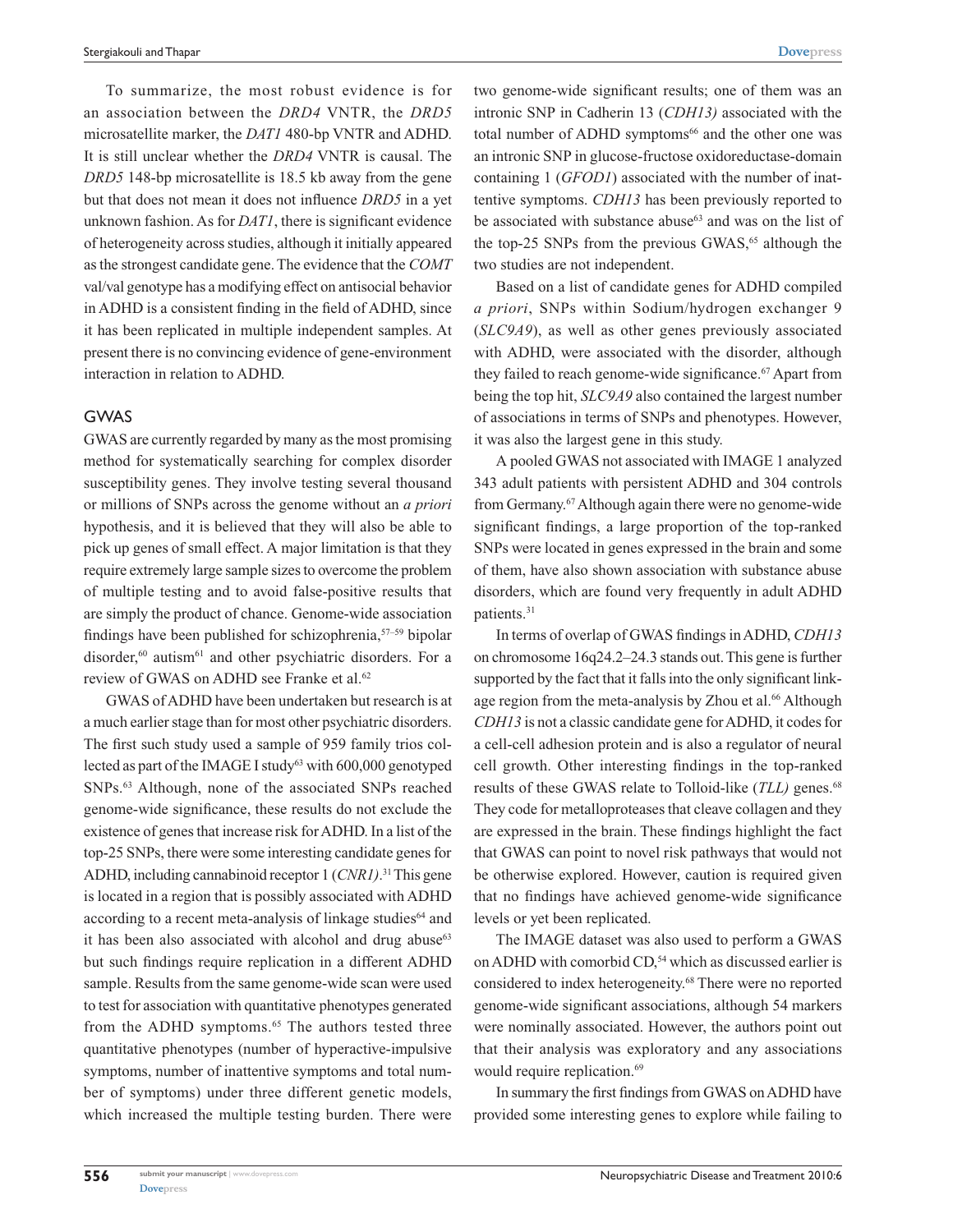To summarize, the most robust evidence is for an association between the *DRD4* VNTR, the *DRD5* microsatellite marker, the *DAT1* 480-bp VNTR and ADHD. It is still unclear whether the *DRD4* VNTR is causal. The *DRD5* 148-bp microsatellite is 18.5 kb away from the gene but that does not mean it does not influence *DRD5* in a yet unknown fashion. As for *DAT1*, there is significant evidence of heterogeneity across studies, although it initially appeared as the strongest candidate gene. The evidence that the *COMT* val/val genotype has a modifying effect on antisocial behavior in ADHD is a consistent finding in the field of ADHD, since it has been replicated in multiple independent samples. At present there is no convincing evidence of gene-environment interaction in relation to ADHD.

## GWAS

GWAS are currently regarded by many as the most promising method for systematically searching for complex disorder susceptibility genes. They involve testing several thousand or millions of SNPs across the genome without an *a priori* hypothesis, and it is believed that they will also be able to pick up genes of small effect. A major limitation is that they require extremely large sample sizes to overcome the problem of multiple testing and to avoid false-positive results that are simply the product of chance. Genome-wide association findings have been published for schizophrenia,[57–59] bipolar disorder,[60] autism[61] and other psychiatric disorders. For a review of GWAS on ADHD see Franke et al.[62]

GWAS of ADHD have been undertaken but research is at a much earlier stage than for most other psychiatric disorders. The first such study used a sample of 959 family trios collected as part of the IMAGE I study[63] with 600,000 genotyped SNPs.[63] Although, none of the associated SNPs reached genome-wide significance, these results do not exclude the existence of genes that increase risk for ADHD. In a list of the top-25 SNPs, there were some interesting candidate genes for ADHD, including cannabinoid receptor 1 (*CNR1)*.[31] This gene is located in a region that is possibly associated with ADHD according to a recent meta-analysis of linkage studies[64] and it has been also associated with alcohol and drug abuse[63] but such findings require replication in a different ADHD sample. Results from the same genome-wide scan were used to test for association with quantitative phenotypes generated from the ADHD symptoms.[65] The authors tested three quantitative phenotypes (number of hyperactive-impulsive symptoms, number of inattentive symptoms and total number of symptoms) under three different genetic models, which increased the multiple testing burden. There were two genome-wide significant results; one of them was an intronic SNP in Cadherin 13 (*CDH13)* associated with the total number of ADHD symptoms[66] and the other one was an intronic SNP in glucose-fructose oxidoreductase-domain containing 1 (*GFOD1*) associated with the number of inattentive symptoms. *CDH13* has been previously reported to be associated with substance abuse[63] and was on the list of the top-25 SNPs from the previous GWAS,[65] although the two studies are not independent.

Based on a list of candidate genes for ADHD compiled *a priori*, SNPs within Sodium/hydrogen exchanger 9 (*SLC9A9*), as well as other genes previously associated with ADHD, were associated with the disorder, although they failed to reach genome-wide significance.[67] Apart from being the top hit, *SLC9A9* also contained the largest number of associations in terms of SNPs and phenotypes. However, it was also the largest gene in this study.

A pooled GWAS not associated with IMAGE 1 analyzed 343 adult patients with persistent ADHD and 304 controls from Germany.[67] Although again there were no genome-wide significant findings, a large proportion of the top-ranked SNPs were located in genes expressed in the brain and some of them, have also shown association with substance abuse disorders, which are found very frequently in adult ADHD patients.[31]

In terms of overlap of GWAS findings in ADHD, *CDH13* on chromosome 16q24.2–24.3 stands out. This gene is further supported by the fact that it falls into the only significant linkage region from the meta-analysis by Zhou et al.[66] Although *CDH13* is not a classic candidate gene for ADHD, it codes for a cell-cell adhesion protein and is also a regulator of neural cell growth. Other interesting findings in the top-ranked results of these GWAS relate to Tolloid-like (*TLL)* genes.[68] They code for metalloproteases that cleave collagen and they are expressed in the brain. These findings highlight the fact that GWAS can point to novel risk pathways that would not be otherwise explored. However, caution is required given that no findings have achieved genome-wide significance levels or yet been replicated.

The IMAGE dataset was also used to perform a GWAS on ADHD with comorbid CD,[54] which as discussed earlier is considered to index heterogeneity.[68] There were no reported genome-wide significant associations, although 54 markers were nominally associated. However, the authors point out that their analysis was exploratory and any associations would require replication.[69]

In summary the first findings from GWAS on ADHD have provided some interesting genes to explore while failing to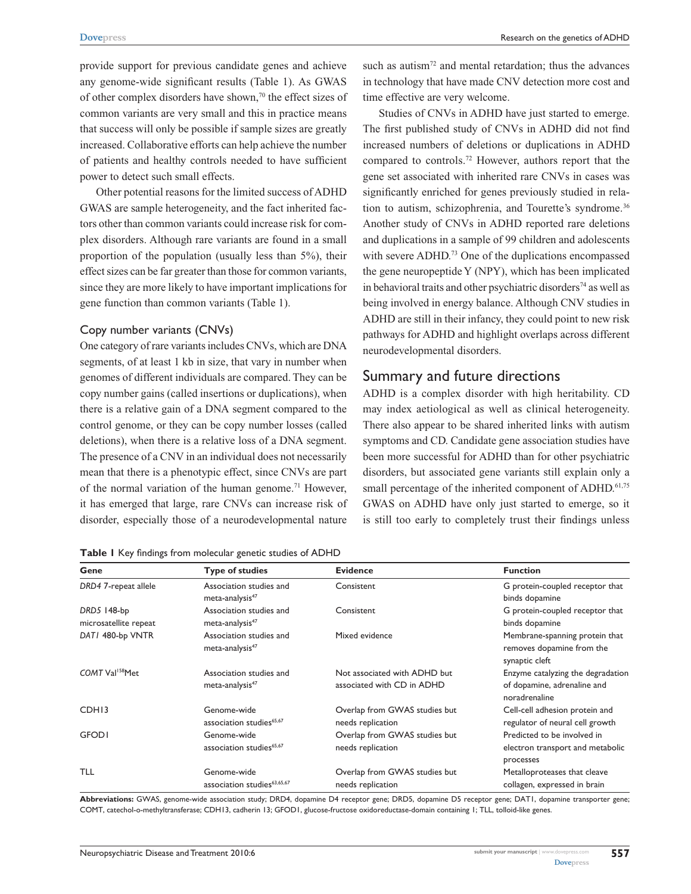provide support for previous candidate genes and achieve any genome-wide significant results (Table 1). As GWAS of other complex disorders have shown,[70] the effect sizes of common variants are very small and this in practice means that success will only be possible if sample sizes are greatly increased. Collaborative efforts can help achieve the number of patients and healthy controls needed to have sufficient power to detect such small effects.

Other potential reasons for the limited success of ADHD GWAS are sample heterogeneity, and the fact inherited factors other than common variants could increase risk for complex disorders. Although rare variants are found in a small proportion of the population (usually less than 5%), their effect sizes can be far greater than those for common variants, since they are more likely to have important implications for gene function than common variants (Table 1).

### Copy number variants (CNVs)

One category of rare variants includes CNVs, which are DNA segments, of at least 1 kb in size, that vary in number when genomes of different individuals are compared. They can be copy number gains (called insertions or duplications), when there is a relative gain of a DNA segment compared to the control genome, or they can be copy number losses (called deletions), when there is a relative loss of a DNA segment. The presence of a CNV in an individual does not necessarily mean that there is a phenotypic effect, since CNVs are part of the normal variation of the human genome.[71] However, it has emerged that large, rare CNVs can increase risk of disorder, especially those of a neurodevelopmental nature such as autism[72] and mental retardation; thus the advances in technology that have made CNV detection more cost and time effective are very welcome.

Studies of CNVs in ADHD have just started to emerge. The first published study of CNVs in ADHD did not find increased numbers of deletions or duplications in ADHD compared to controls.[72] However, authors report that the gene set associated with inherited rare CNVs in cases was significantly enriched for genes previously studied in relation to autism, schizophrenia, and Tourette's syndrome.[36] Another study of CNVs in ADHD reported rare deletions and duplications in a sample of 99 children and adolescents with severe ADHD.[73] One of the duplications encompassed the gene neuropeptide Y (NPY), which has been implicated in behavioral traits and other psychiatric disorders[74] as well as being involved in energy balance. Although CNV studies in ADHD are still in their infancy, they could point to new risk pathways for ADHD and highlight overlaps across different neurodevelopmental disorders.

## Summary and future directions

ADHD is a complex disorder with high heritability. CD may index aetiological as well as clinical heterogeneity. There also appear to be shared inherited links with autism symptoms and CD. Candidate gene association studies have been more successful for ADHD than for other psychiatric disorders, but associated gene variants still explain only a small percentage of the inherited component of ADHD.[61,75] GWAS on ADHD have only just started to emerge, so it is still too early to completely trust their findings unless

**Table 1** Key findings from molecular genetic studies of ADHD

| Gene | Type of studies | Evidence | Function |
|---|---|---|---|
| *DRD4* 7-repeat allele | Association studies and meta-analysis[47] | Consistent | G protein-coupled receptor that binds dopamine |
| *DRD5* 148-bp microsatellite repeat | Association studies and meta-analysis[47] | Consistent | G protein-coupled receptor that binds dopamine |
| *DAT1* 480-bp VNTR | Association studies and meta-analysis[47] | Mixed evidence | Membrane-spanning protein that removes dopamine from the synaptic cleft |
| *COMT* Val[158]Met | Association studies and meta-analysis[47] | Not associated with ADHD but associated with CD in ADHD | Enzyme catalyzing the degradation of dopamine, adrenaline and noradrenaline |
| CDH13 | Genome-wide association studies[65,67] | Overlap from GWAS studies but needs replication | Cell-cell adhesion protein and regulator of neural cell growth |
| GFOD1 | Genome-wide association studies[65,67] | Overlap from GWAS studies but needs replication | Predicted to be involved in electron transport and metabolic processes |
| TLL | Genome-wide association studies[63,65,67] | Overlap from GWAS studies but needs replication | Metalloproteases that cleave collagen, expressed in brain |

**Abbreviations:** GWAS, genome-wide association study; DRD4, dopamine D4 receptor gene; DRD5, dopamine D5 receptor gene; DAT1, dopamine transporter gene; COMT, catechol-o-methyltransferase; CDH13, cadherin 13; GFOD1, glucose-fructose oxidoreductase-domain containing 1; TLL, tolloid-like genes.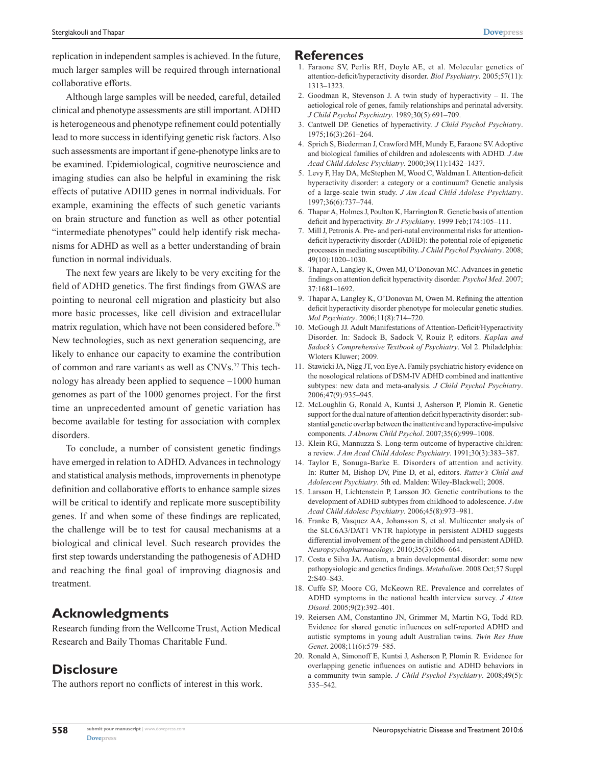replication in independent samples is achieved. In the future, much larger samples will be required through international collaborative efforts.

Although large samples will be needed, careful, detailed clinical and phenotype assessments are still important. ADHD is heterogeneous and phenotype refinement could potentially lead to more success in identifying genetic risk factors. Also such assessments are important if gene-phenotype links are to be examined. Epidemiological, cognitive neuroscience and imaging studies can also be helpful in examining the risk effects of putative ADHD genes in normal individuals. For example, examining the effects of such genetic variants on brain structure and function as well as other potential "intermediate phenotypes" could help identify risk mechanisms for ADHD as well as a better understanding of brain function in normal individuals.

The next few years are likely to be very exciting for the field of ADHD genetics. The first findings from GWAS are pointing to neuronal cell migration and plasticity but also more basic processes, like cell division and extracellular matrix regulation, which have not been considered before.[76] New technologies, such as next generation sequencing, are likely to enhance our capacity to examine the contribution of common and rare variants as well as CNVs.[77] This technology has already been applied to sequence ~1000 human genomes as part of the 1000 genomes project. For the first time an unprecedented amount of genetic variation has become available for testing for association with complex disorders.

To conclude, a number of consistent genetic findings have emerged in relation to ADHD. Advances in technology and statistical analysis methods, improvements in phenotype definition and collaborative efforts to enhance sample sizes will be critical to identify and replicate more susceptibility genes. If and when some of these findings are replicated, the challenge will be to test for causal mechanisms at a biological and clinical level. Such research provides the first step towards understanding the pathogenesis of ADHD and reaching the final goal of improving diagnosis and treatment.

## Acknowledgments

Research funding from the Wellcome Trust, Action Medical Research and Baily Thomas Charitable Fund.

## Disclosure

The authors report no conflicts of interest in this work.

## References

1. Faraone SV, Perlis RH, Doyle AE, et al. Molecular genetics of attention-deficit/hyperactivity disorder. *Biol Psychiatry*. 2005;57(11):1313–1323.
2. Goodman R, Stevenson J. A twin study of hyperactivity – II. The aetiological role of genes, family relationships and perinatal adversity. *J Child Psychol Psychiatry*. 1989;30(5):691–709.
3. Cantwell DP. Genetics of hyperactivity. *J Child Psychol Psychiatry*. 1975;16(3):261–264.
4. Sprich S, Biederman J, Crawford MH, Mundy E, Faraone SV. Adoptive and biological families of children and adolescents with ADHD. *J Am Acad Child Adolesc Psychiatry*. 2000;39(11):1432–1437.
5. Levy F, Hay DA, McStephen M, Wood C, Waldman I. Attention-deficit hyperactivity disorder: a category or a continuum? Genetic analysis of a large-scale twin study. *J Am Acad Child Adolesc Psychiatry*. 1997;36(6):737–744.
6. Thapar A, Holmes J, Poulton K, Harrington R. Genetic basis of attention deficit and hyperactivity. *Br J Psychiatry*. 1999 Feb;174:105–111.
7. Mill J, Petronis A. Pre- and peri-natal environmental risks for attention-deficit hyperactivity disorder (ADHD): the potential role of epigenetic processes in mediating susceptibility. *J Child Psychol Psychiatry*. 2008;49(10):1020–1030.
8. Thapar A, Langley K, Owen MJ, O'Donovan MC. Advances in genetic findings on attention deficit hyperactivity disorder. *Psychol Med*. 2007;37:1681–1692.
9. Thapar A, Langley K, O'Donovan M, Owen M. Refining the attention deficit hyperactivity disorder phenotype for molecular genetic studies. *Mol Psychiatry*. 2006;11(8):714–720.
10. McGough JJ. Adult Manifestations of Attention-Deficit/Hyperactivity Disorder. In: Sadock B, Sadock V, Rouiz P, editors. *Kaplan and Sadock's Comprehensive Textbook of Psychiatry*. Vol 2. Philadelphia: Wloters Kluwer; 2009.
11. Stawicki JA, Nigg JT, von Eye A. Family psychiatric history evidence on the nosological relations of DSM-IV ADHD combined and inattentive subtypes: new data and meta-analysis. *J Child Psychol Psychiatry*. 2006;47(9):935–945.
12. McLoughlin G, Ronald A, Kuntsi J, Asherson P, Plomin R. Genetic support for the dual nature of attention deficit hyperactivity disorder: substantial genetic overlap between the inattentive and hyperactive-impulsive components. *J Abnorm Child Psychol*. 2007;35(6):999–1008.
13. Klein RG, Mannuzza S. Long-term outcome of hyperactive children: a review. *J Am Acad Child Adolesc Psychiatry*. 1991;30(3):383–387.
14. Taylor E, Sonuga-Barke E. Disorders of attention and activity. In: Rutter M, Bishop DV, Pine D, et al, editors. *Rutter's Child and Adolescent Psychiatry*. 5th ed. Malden: Wiley-Blackwell; 2008.
15. Larsson H, Lichtenstein P, Larsson JO. Genetic contributions to the development of ADHD subtypes from childhood to adolescence. *J Am Acad Child Adolesc Psychiatry*. 2006;45(8):973–981.
16. Franke B, Vasquez AA, Johansson S, et al. Multicenter analysis of the SLC6A3/DAT1 VNTR haplotype in persistent ADHD suggests differential involvement of the gene in childhood and persistent ADHD. *Neuropsychopharmacology*. 2010;35(3):656–664.
17. Costa e Silva JA. Autism, a brain developmental disorder: some new pathopysiologic and genetics findings. *Metabolism*. 2008 Oct;57 Suppl 2:S40–S43.
18. Cuffe SP, Moore CG, McKeown RE. Prevalence and correlates of ADHD symptoms in the national health interview survey. *J Atten Disord*. 2005;9(2):392–401.
19. Reiersen AM, Constantino JN, Grimmer M, Martin NG, Todd RD. Evidence for shared genetic influences on self-reported ADHD and autistic symptoms in young adult Australian twins. *Twin Res Hum Genet*. 2008;11(6):579–585.
20. Ronald A, Simonoff E, Kuntsi J, Asherson P, Plomin R. Evidence for overlapping genetic influences on autistic and ADHD behaviors in a community twin sample. *J Child Psychol Psychiatry*. 2008;49(5):535–542.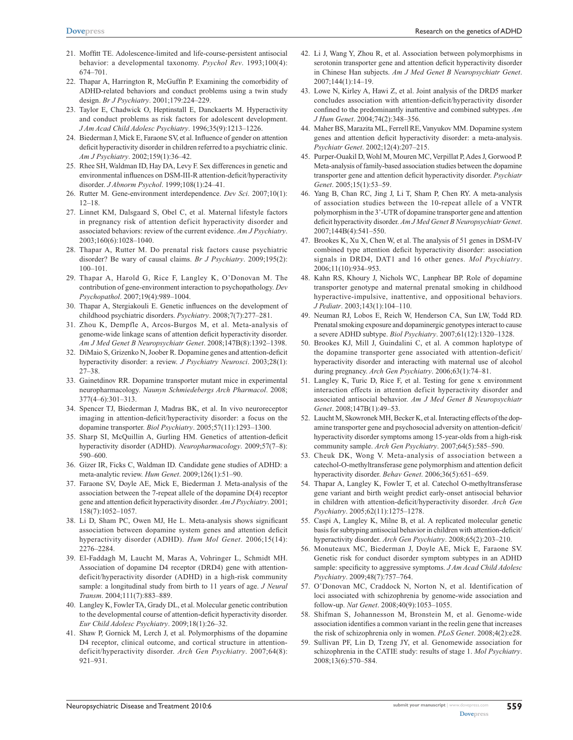21. Moffitt TE. Adolescence-limited and life-course-persistent antisocial behavior: a developmental taxonomy. *Psychol Rev*. 1993;100(4): 674–701.
22. Thapar A, Harrington R, McGuffin P. Examining the comorbidity of ADHD-related behaviors and conduct problems using a twin study design. *Br J Psychiatry*. 2001;179:224–229.
23. Taylor E, Chadwick O, Heptinstall E, Danckaerts M. Hyperactivity and conduct problems as risk factors for adolescent development. *J Am Acad Child Adolesc Psychiatry*. 1996;35(9):1213–1226.
24. Biederman J, Mick E, Faraone SV, et al. Influence of gender on attention deficit hyperactivity disorder in children referred to a psychiatric clinic. *Am J Psychiatry*. 2002;159(1):36–42.
25. Rhee SH, Waldman ID, Hay DA, Levy F. Sex differences in genetic and environmental influences on DSM-III-R attention-deficit/hyperactivity disorder. *J Abnorm Psychol*. 1999;108(1):24–41.
26. Rutter M. Gene-environment interdependence. *Dev Sci*. 2007;10(1): 12–18.
27. Linnet KM, Dalsgaard S, Obel C, et al. Maternal lifestyle factors in pregnancy risk of attention deficit hyperactivity disorder and associated behaviors: review of the current evidence. *Am J Psychiatry*. 2003;160(6):1028–1040.
28. Thapar A, Rutter M. Do prenatal risk factors cause psychiatric disorder? Be wary of causal claims. *Br J Psychiatry*. 2009;195(2): 100–101.
29. Thapar A, Harold G, Rice F, Langley K, O'Donovan M. The contribution of gene-environment interaction to psychopathology. *Dev Psychopathol*. 2007;19(4):989–1004.
30. Thapar A, Stergiakouli E. Genetic influences on the development of childhood psychiatric disorders. *Psychiatry*. 2008;7(7):277–281.
31. Zhou K, Dempfle A, Arcos-Burgos M, et al. Meta-analysis of genome-wide linkage scans of attention deficit hyperactivity disorder. *Am J Med Genet B Neuropsychiatr Genet*. 2008;147B(8):1392–1398.
32. DiMaio S, Grizenko N, Joober R. Dopamine genes and attention-deficit hyperactivity disorder: a review. *J Psychiatry Neurosci*. 2003;28(1): 27–38.
33. Gainetdinov RR. Dopamine transporter mutant mice in experimental neuropharmacology. *Naunyn Schmiedebergs Arch Pharmacol*. 2008; 377(4–6):301–313.
34. Spencer TJ, Biederman J, Madras BK, et al. In vivo neuroreceptor imaging in attention-deficit/hyperactivity disorder: a focus on the dopamine transporter. *Biol Psychiatry*. 2005;57(11):1293–1300.
35. Sharp SI, McQuillin A, Gurling HM. Genetics of attention-deficit hyperactivity disorder (ADHD). *Neuropharmacology*. 2009;57(7–8): 590–600.
36. Gizer IR, Ficks C, Waldman ID. Candidate gene studies of ADHD: a meta-analytic review. *Hum Genet*. 2009;126(1):51–90.
37. Faraone SV, Doyle AE, Mick E, Biederman J. Meta-analysis of the association between the 7-repeat allele of the dopamine D(4) receptor gene and attention deficit hyperactivity disorder. *Am J Psychiatry*. 2001; 158(7):1052–1057.
38. Li D, Sham PC, Owen MJ, He L. Meta-analysis shows significant association between dopamine system genes and attention deficit hyperactivity disorder (ADHD). *Hum Mol Genet*. 2006;15(14): 2276–2284.
39. El-Faddagh M, Laucht M, Maras A, Vohringer L, Schmidt MH. Association of dopamine D4 receptor (DRD4) gene with attention-deficit/hyperactivity disorder (ADHD) in a high-risk community sample: a longitudinal study from birth to 11 years of age. *J Neural Transm*. 2004;111(7):883–889.
40. Langley K, Fowler TA, Grady DL, et al. Molecular genetic contribution to the developmental course of attention-deficit hyperactivity disorder. *Eur Child Adolesc Psychiatry*. 2009;18(1):26–32.
41. Shaw P, Gornick M, Lerch J, et al. Polymorphisms of the dopamine D4 receptor, clinical outcome, and cortical structure in attention-deficit/hyperactivity disorder. *Arch Gen Psychiatry*. 2007;64(8): 921–931.
42. Li J, Wang Y, Zhou R, et al. Association between polymorphisms in serotonin transporter gene and attention deficit hyperactivity disorder in Chinese Han subjects. *Am J Med Genet B Neuropsychiatr Genet*. 2007;144(1):14–19.
43. Lowe N, Kirley A, Hawi Z, et al. Joint analysis of the DRD5 marker concludes association with attention-deficit/hyperactivity disorder confined to the predominantly inattentive and combined subtypes. *Am J Hum Genet*. 2004;74(2):348–356.
44. Maher BS, Marazita ML, Ferrell RE, Vanyukov MM. Dopamine system genes and attention deficit hyperactivity disorder: a meta-analysis. *Psychiatr Genet*. 2002;12(4):207–215.
45. Purper-Ouakil D, Wohl M, Mouren MC, Verpillat P, Ades J, Gorwood P. Meta-analysis of family-based association studies between the dopamine transporter gene and attention deficit hyperactivity disorder. *Psychiatr Genet*. 2005;15(1):53–59.
46. Yang B, Chan RC, Jing J, Li T, Sham P, Chen RY. A meta-analysis of association studies between the 10-repeat allele of a VNTR polymorphism in the 3'-UTR of dopamine transporter gene and attention deficit hyperactivity disorder. *Am J Med Genet B Neuropsychiatr Genet*. 2007;144B(4):541–550.
47. Brookes K, Xu X, Chen W, et al. The analysis of 51 genes in DSM-IV combined type attention deficit hyperactivity disorder: association signals in DRD4, DAT1 and 16 other genes. *Mol Psychiatry*. 2006;11(10):934–953.
48. Kahn RS, Khoury J, Nichols WC, Lanphear BP. Role of dopamine transporter genotype and maternal prenatal smoking in childhood hyperactive-impulsive, inattentive, and oppositional behaviors. *J Pediatr*. 2003;143(1):104–110.
49. Neuman RJ, Lobos E, Reich W, Henderson CA, Sun LW, Todd RD. Prenatal smoking exposure and dopaminergic genotypes interact to cause a severe ADHD subtype. *Biol Psychiatry*. 2007;61(12):1320–1328.
50. Brookes KJ, Mill J, Guindalini C, et al. A common haplotype of the dopamine transporter gene associated with attention-deficit/hyperactivity disorder and interacting with maternal use of alcohol during pregnancy. *Arch Gen Psychiatry*. 2006;63(1):74–81.
51. Langley K, Turic D, Rice F, et al. Testing for gene x environment interaction effects in attention deficit hyperactivity disorder and associated antisocial behavior. *Am J Med Genet B Neuropsychiatr Genet*. 2008;147B(1):49–53.
52. Laucht M, Skowronek MH, Becker K, et al. Interacting effects of the dopamine transporter gene and psychosocial adversity on attention-deficit/hyperactivity disorder symptoms among 15-year-olds from a high-risk community sample. *Arch Gen Psychiatry*. 2007;64(5):585–590.
53. Cheuk DK, Wong V. Meta-analysis of association between a catechol-O-methyltransferase gene polymorphism and attention deficit hyperactivity disorder. *Behav Genet*. 2006;36(5):651–659.
54. Thapar A, Langley K, Fowler T, et al. Catechol O-methyltransferase gene variant and birth weight predict early-onset antisocial behavior in children with attention-deficit/hyperactivity disorder. *Arch Gen Psychiatry*. 2005;62(11):1275–1278.
55. Caspi A, Langley K, Milne B, et al. A replicated molecular genetic basis for subtyping antisocial behavior in children with attention-deficit/hyperactivity disorder. *Arch Gen Psychiatry*. 2008;65(2):203–210.
56. Monuteaux MC, Biederman J, Doyle AE, Mick E, Faraone SV. Genetic risk for conduct disorder symptom subtypes in an ADHD sample: specificity to aggressive symptoms. *J Am Acad Child Adolesc Psychiatry*. 2009;48(7):757–764.
57. O'Donovan MC, Craddock N, Norton N, et al. Identification of loci associated with schizophrenia by genome-wide association and follow-up. *Nat Genet*. 2008;40(9):1053–1055.
58. Shifman S, Johannesson M, Bronstein M, et al. Genome-wide association identifies a common variant in the reelin gene that increases the risk of schizophrenia only in women. *PLoS Genet*. 2008;4(2):e28.
59. Sullivan PF, Lin D, Tzeng JY, et al. Genomewide association for schizophrenia in the CATIE study: results of stage 1. *Mol Psychiatry*. 2008;13(6):570–584.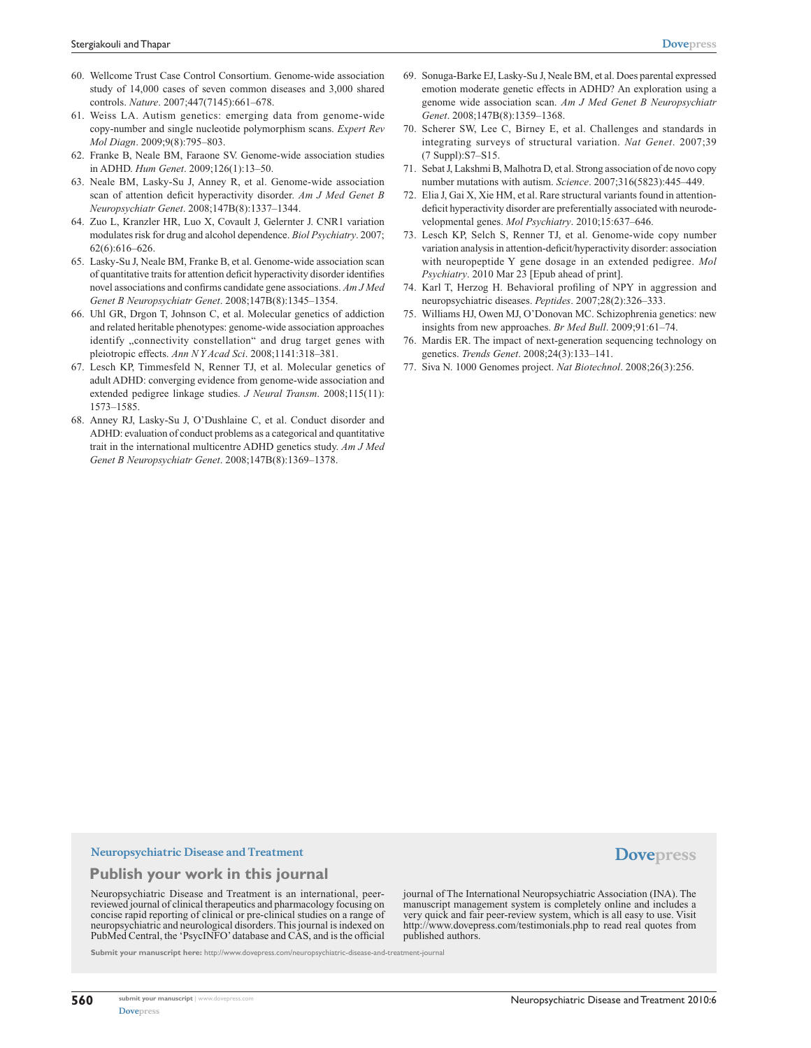60. Wellcome Trust Case Control Consortium. Genome-wide association study of 14,000 cases of seven common diseases and 3,000 shared controls. *Nature*. 2007;447(7145):661–678.
61. Weiss LA. Autism genetics: emerging data from genome-wide copy-number and single nucleotide polymorphism scans. *Expert Rev Mol Diagn*. 2009;9(8):795–803.
62. Franke B, Neale BM, Faraone SV. Genome-wide association studies in ADHD. *Hum Genet*. 2009;126(1):13–50.
63. Neale BM, Lasky-Su J, Anney R, et al. Genome-wide association scan of attention deficit hyperactivity disorder. *Am J Med Genet B Neuropsychiatr Genet*. 2008;147B(8):1337–1344.
64. Zuo L, Kranzler HR, Luo X, Covault J, Gelernter J. CNR1 variation modulates risk for drug and alcohol dependence. *Biol Psychiatry*. 2007;62(6):616–626.
65. Lasky-Su J, Neale BM, Franke B, et al. Genome-wide association scan of quantitative traits for attention deficit hyperactivity disorder identifies novel associations and confirms candidate gene associations. *Am J Med Genet B Neuropsychiatr Genet*. 2008;147B(8):1345–1354.
66. Uhl GR, Drgon T, Johnson C, et al. Molecular genetics of addiction and related heritable phenotypes: genome-wide association approaches identify „connectivity constellation" and drug target genes with pleiotropic effects. *Ann N Y Acad Sci*. 2008;1141:318–381.
67. Lesch KP, Timmesfeld N, Renner TJ, et al. Molecular genetics of adult ADHD: converging evidence from genome-wide association and extended pedigree linkage studies. *J Neural Transm*. 2008;115(11):1573–1585.
68. Anney RJ, Lasky-Su J, O'Dushlaine C, et al. Conduct disorder and ADHD: evaluation of conduct problems as a categorical and quantitative trait in the international multicentre ADHD genetics study. *Am J Med Genet B Neuropsychiatr Genet*. 2008;147B(8):1369–1378.
69. Sonuga-Barke EJ, Lasky-Su J, Neale BM, et al. Does parental expressed emotion moderate genetic effects in ADHD? An exploration using a genome wide association scan. *Am J Med Genet B Neuropsychiatr Genet*. 2008;147B(8):1359–1368.
70. Scherer SW, Lee C, Birney E, et al. Challenges and standards in integrating surveys of structural variation. *Nat Genet*. 2007;39(7 Suppl):S7–S15.
71. Sebat J, Lakshmi B, Malhotra D, et al. Strong association of de novo copy number mutations with autism. *Science*. 2007;316(5823):445–449.
72. Elia J, Gai X, Xie HM, et al. Rare structural variants found in attention-deficit hyperactivity disorder are preferentially associated with neurodevelopmental genes. *Mol Psychiatry*. 2010;15:637–646.
73. Lesch KP, Selch S, Renner TJ, et al. Genome-wide copy number variation analysis in attention-deficit/hyperactivity disorder: association with neuropeptide Y gene dosage in an extended pedigree. *Mol Psychiatry*. 2010 Mar 23 [Epub ahead of print].
74. Karl T, Herzog H. Behavioral profiling of NPY in aggression and neuropsychiatric diseases. *Peptides*. 2007;28(2):326–333.
75. Williams HJ, Owen MJ, O'Donovan MC. Schizophrenia genetics: new insights from new approaches. *Br Med Bull*. 2009;91:61–74.
76. Mardis ER. The impact of next-generation sequencing technology on genetics. *Trends Genet*. 2008;24(3):133–141.
77. Siva N. 1000 Genomes project. *Nat Biotechnol*. 2008;26(3):256.

**Neuropsychiatric Disease and Treatment**

**Dovepress**

## Publish your work in this journal

Neuropsychiatric Disease and Treatment is an international, peer-reviewed journal of clinical therapeutics and pharmacology focusing on concise rapid reporting of clinical or pre-clinical studies on a range of neuropsychiatric and neurological disorders. This journal is indexed on PubMed Central, the 'PsycINFO' database and CAS, and is the official journal of The International Neuropsychiatric Association (INA). The manuscript management system is completely online and includes a very quick and fair peer-review system, which is all easy to use. Visit http://www.dovepress.com/testimonials.php to read real quotes from published authors.

**Submit your manuscript here:** http://www.dovepress.com/neuropsychiatric-disease-and-treatment-journal